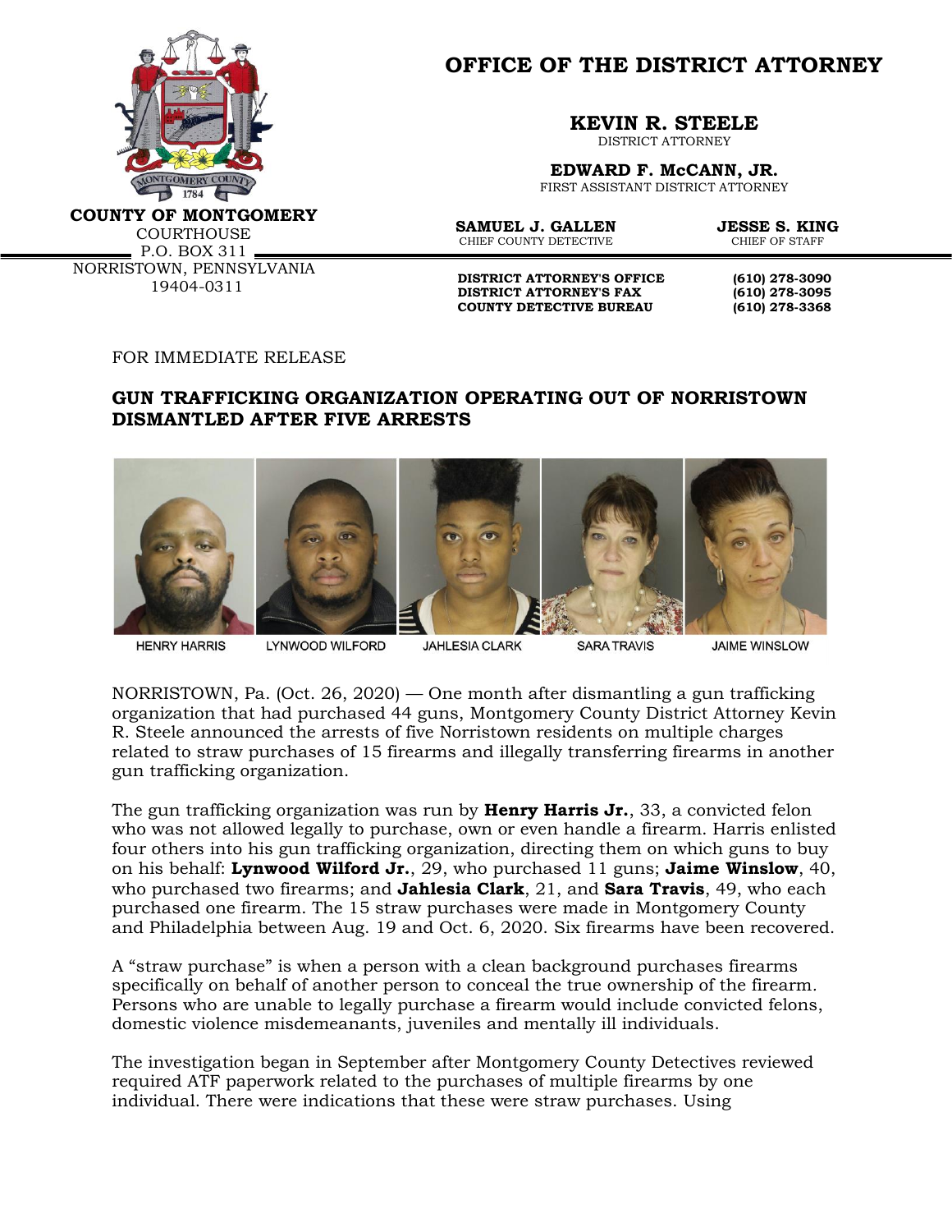**COUNTY OF MONTGOMERY**
COURTHOUSE
P.O. BOX 311
NORRISTOWN, PENNSYLVANIA
19404-0311

# OFFICE OF THE DISTRICT ATTORNEY

**KEVIN R. STEELE**
DISTRICT ATTORNEY

**EDWARD F. McCANN, JR.**
FIRST ASSISTANT DISTRICT ATTORNEY

**SAMUEL J. GALLEN**
CHIEF COUNTY DETECTIVE

**JESSE S. KING**
CHIEF OF STAFF

**DISTRICT ATTORNEY'S OFFICE** (610) 278-3090
**DISTRICT ATTORNEY'S FAX** (610) 278-3095
**COUNTY DETECTIVE BUREAU** (610) 278-3368

FOR IMMEDIATE RELEASE

## GUN TRAFFICKING ORGANIZATION OPERATING OUT OF NORRISTOWN DISMANTLED AFTER FIVE ARRESTS

HENRY HARRIS | LYNWOOD WILFORD | JAHLESIA CLARK | SARA TRAVIS | JAIME WINSLOW

NORRISTOWN, Pa. (Oct. 26, 2020) — One month after dismantling a gun trafficking organization that had purchased 44 guns, Montgomery County District Attorney Kevin R. Steele announced the arrests of five Norristown residents on multiple charges related to straw purchases of 15 firearms and illegally transferring firearms in another gun trafficking organization.

The gun trafficking organization was run by **Henry Harris Jr.**, 33, a convicted felon who was not allowed legally to purchase, own or even handle a firearm. Harris enlisted four others into his gun trafficking organization, directing them on which guns to buy on his behalf: **Lynwood Wilford Jr.**, 29, who purchased 11 guns; **Jaime Winslow**, 40, who purchased two firearms; and **Jahlesia Clark**, 21, and **Sara Travis**, 49, who each purchased one firearm. The 15 straw purchases were made in Montgomery County and Philadelphia between Aug. 19 and Oct. 6, 2020. Six firearms have been recovered.

A "straw purchase" is when a person with a clean background purchases firearms specifically on behalf of another person to conceal the true ownership of the firearm. Persons who are unable to legally purchase a firearm would include convicted felons, domestic violence misdemeanants, juveniles and mentally ill individuals.

The investigation began in September after Montgomery County Detectives reviewed required ATF paperwork related to the purchases of multiple firearms by one individual. There were indications that these were straw purchases. Using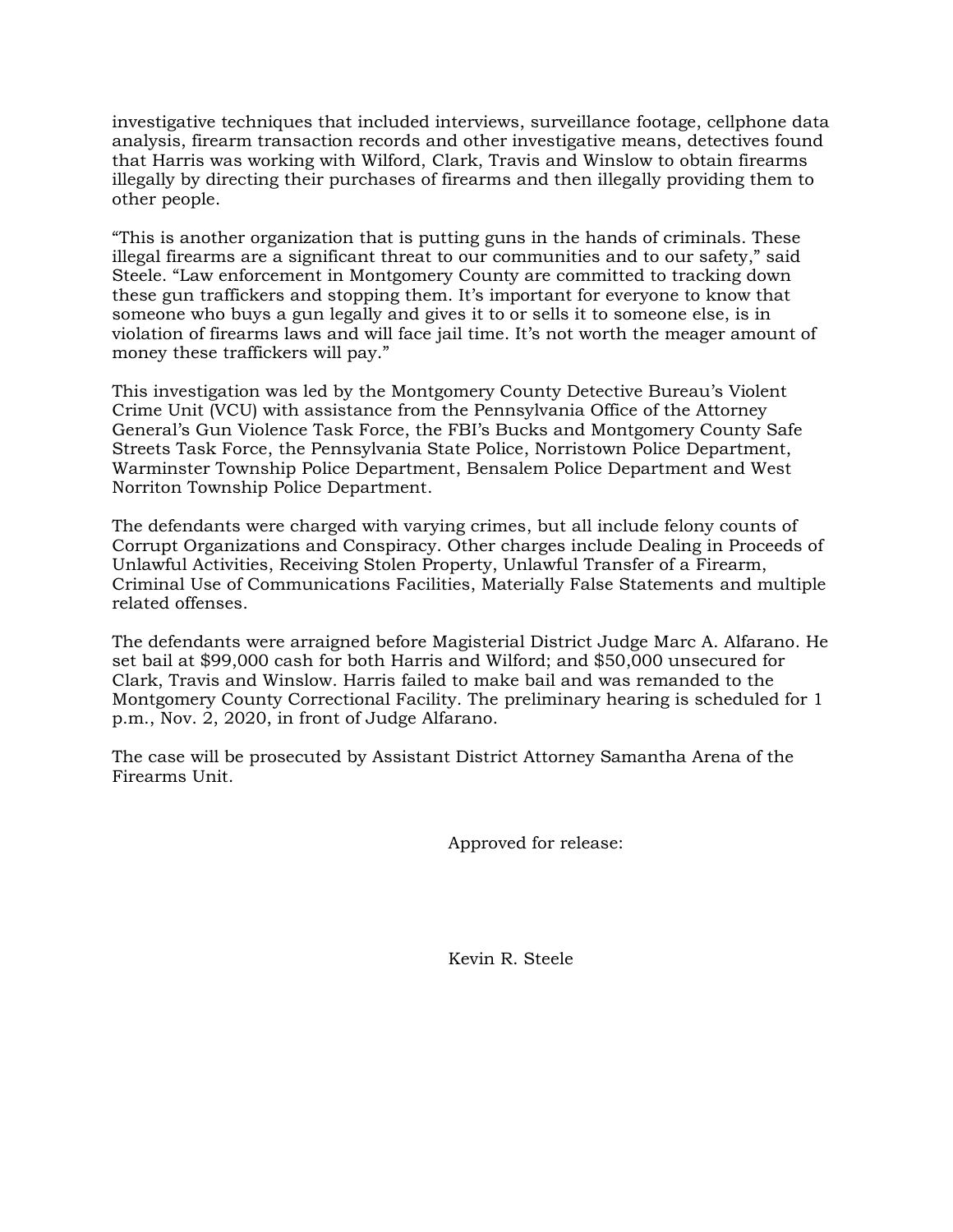investigative techniques that included interviews, surveillance footage, cellphone data analysis, firearm transaction records and other investigative means, detectives found that Harris was working with Wilford, Clark, Travis and Winslow to obtain firearms illegally by directing their purchases of firearms and then illegally providing them to other people.

"This is another organization that is putting guns in the hands of criminals. These illegal firearms are a significant threat to our communities and to our safety," said Steele. "Law enforcement in Montgomery County are committed to tracking down these gun traffickers and stopping them. It's important for everyone to know that someone who buys a gun legally and gives it to or sells it to someone else, is in violation of firearms laws and will face jail time. It's not worth the meager amount of money these traffickers will pay."

This investigation was led by the Montgomery County Detective Bureau's Violent Crime Unit (VCU) with assistance from the Pennsylvania Office of the Attorney General's Gun Violence Task Force, the FBI's Bucks and Montgomery County Safe Streets Task Force, the Pennsylvania State Police, Norristown Police Department, Warminster Township Police Department, Bensalem Police Department and West Norriton Township Police Department.

The defendants were charged with varying crimes, but all include felony counts of Corrupt Organizations and Conspiracy. Other charges include Dealing in Proceeds of Unlawful Activities, Receiving Stolen Property, Unlawful Transfer of a Firearm, Criminal Use of Communications Facilities, Materially False Statements and multiple related offenses.

The defendants were arraigned before Magisterial District Judge Marc A. Alfarano. He set bail at $99,000 cash for both Harris and Wilford; and $50,000 unsecured for Clark, Travis and Winslow. Harris failed to make bail and was remanded to the Montgomery County Correctional Facility. The preliminary hearing is scheduled for 1 p.m., Nov. 2, 2020, in front of Judge Alfarano.

The case will be prosecuted by Assistant District Attorney Samantha Arena of the Firearms Unit.

Approved for release:

Kevin R. Steele